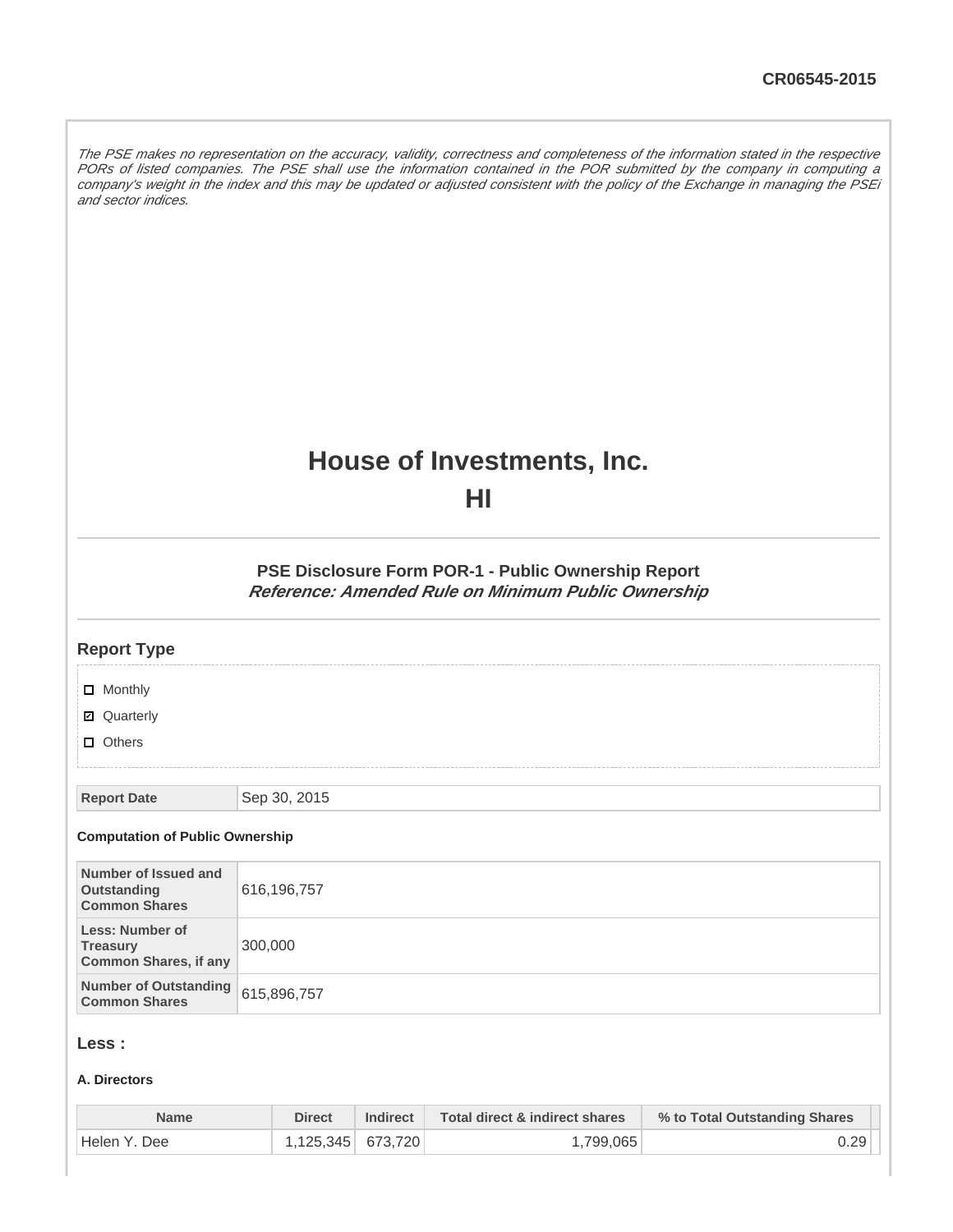CR06545-2015

*The PSE makes no representation on the accuracy, validity, correctness and completeness of the information stated in the respective PORs of listed companies. The PSE shall use the information contained in the POR submitted by the company in computing a company's weight in the index and this may be updated or adjusted consistent with the policy of the Exchange in managing the PSEi and sector indices.*

# House of Investments, Inc.

# HI

### PSE Disclosure Form POR-1 - Public Ownership Report

***Reference: Amended Rule on Minimum Public Ownership***

## Report Type

- [ ] Monthly
- [x] Quarterly
- [ ] Others

| Report Date | Sep 30, 2015 |
|---|---|

**Computation of Public Ownership**

| | |
|---|---|
| **Number of Issued and Outstanding Common Shares** | 616,196,757 |
| **Less: Number of Treasury Common Shares, if any** | 300,000 |
| **Number of Outstanding Common Shares** | 615,896,757 |

## Less :

**A. Directors**

| Name | Direct | Indirect | Total direct & indirect shares | % to Total Outstanding Shares |
|---|---|---|---|---|
| Helen Y. Dee | 1,125,345 | 673,720 | 1,799,065 | 0.29 |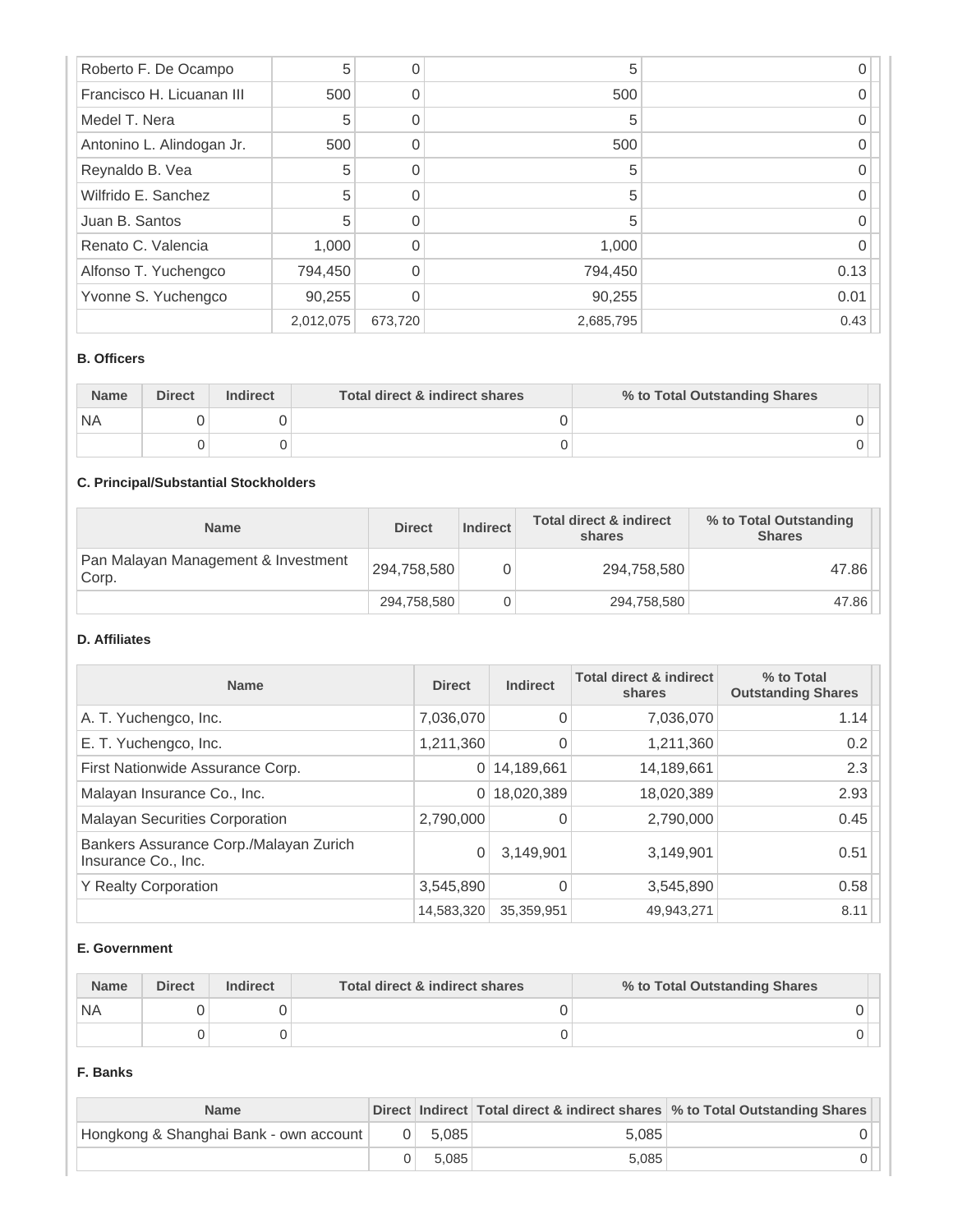| | | | | |
|---|---|---|---|---|
| Roberto F. De Ocampo | 5 | 0 | 5 | 0 |
| Francisco H. Licuanan III | 500 | 0 | 500 | 0 |
| Medel T. Nera | 5 | 0 | 5 | 0 |
| Antonino L. Alindogan Jr. | 500 | 0 | 500 | 0 |
| Reynaldo B. Vea | 5 | 0 | 5 | 0 |
| Wilfrido E. Sanchez | 5 | 0 | 5 | 0 |
| Juan B. Santos | 5 | 0 | 5 | 0 |
| Renato C. Valencia | 1,000 | 0 | 1,000 | 0 |
| Alfonso T. Yuchengco | 794,450 | 0 | 794,450 | 0.13 |
| Yvonne S. Yuchengco | 90,255 | 0 | 90,255 | 0.01 |
| | 2,012,075 | 673,720 | 2,685,795 | 0.43 |

**B. Officers**

| Name | Direct | Indirect | Total direct & indirect shares | % to Total Outstanding Shares |
|---|---|---|---|---|
| NA | 0 | 0 | 0 | 0 |
| | 0 | 0 | 0 | 0 |

**C. Principal/Substantial Stockholders**

| Name | Direct | Indirect | Total direct & indirect shares | % to Total Outstanding Shares |
|---|---|---|---|---|
| Pan Malayan Management & Investment Corp. | 294,758,580 | 0 | 294,758,580 | 47.86 |
| | 294,758,580 | 0 | 294,758,580 | 47.86 |

**D. Affiliates**

| Name | Direct | Indirect | Total direct & indirect shares | % to Total Outstanding Shares |
|---|---|---|---|---|
| A. T. Yuchengco, Inc. | 7,036,070 | 0 | 7,036,070 | 1.14 |
| E. T. Yuchengco, Inc. | 1,211,360 | 0 | 1,211,360 | 0.2 |
| First Nationwide Assurance Corp. | 0 | 14,189,661 | 14,189,661 | 2.3 |
| Malayan Insurance Co., Inc. | 0 | 18,020,389 | 18,020,389 | 2.93 |
| Malayan Securities Corporation | 2,790,000 | 0 | 2,790,000 | 0.45 |
| Bankers Assurance Corp./Malayan Zurich Insurance Co., Inc. | 0 | 3,149,901 | 3,149,901 | 0.51 |
| Y Realty Corporation | 3,545,890 | 0 | 3,545,890 | 0.58 |
| | 14,583,320 | 35,359,951 | 49,943,271 | 8.11 |

**E. Government**

| Name | Direct | Indirect | Total direct & indirect shares | % to Total Outstanding Shares |
|---|---|---|---|---|
| NA | 0 | 0 | 0 | 0 |
| | 0 | 0 | 0 | 0 |

**F. Banks**

| Name | Direct | Indirect | Total direct & indirect shares | % to Total Outstanding Shares |
|---|---|---|---|---|
| Hongkong & Shanghai Bank - own account | 0 | 5,085 | 5,085 | 0 |
| | 0 | 5,085 | 5,085 | 0 |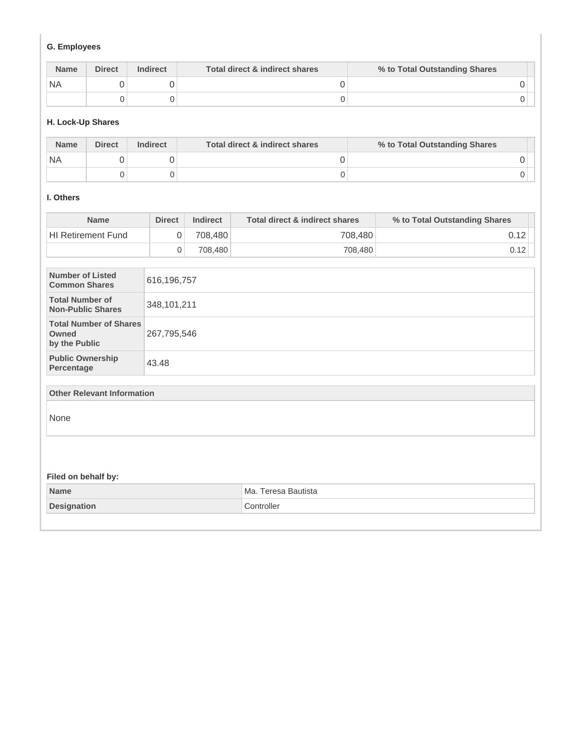### G. Employees

| Name | Direct | Indirect | Total direct & indirect shares | % to Total Outstanding Shares |
|---|---|---|---|---|
| NA | 0 | 0 | 0 | 0 |
| | 0 | 0 | 0 | 0 |

### H. Lock-Up Shares

| Name | Direct | Indirect | Total direct & indirect shares | % to Total Outstanding Shares |
|---|---|---|---|---|
| NA | 0 | 0 | 0 | 0 |
| | 0 | 0 | 0 | 0 |

### I. Others

| Name | Direct | Indirect | Total direct & indirect shares | % to Total Outstanding Shares |
|---|---|---|---|---|
| HI Retirement Fund | 0 | 708,480 | 708,480 | 0.12 |
| | 0 | 708,480 | 708,480 | 0.12 |

| | |
|---|---|
| **Number of Listed Common Shares** | 616,196,757 |
| **Total Number of Non-Public Shares** | 348,101,211 |
| **Total Number of Shares Owned by the Public** | 267,795,546 |
| **Public Ownership Percentage** | 43.48 |

**Other Relevant Information**

None

**Filed on behalf by:**

| | |
|---|---|
| **Name** | Ma. Teresa Bautista |
| **Designation** | Controller |